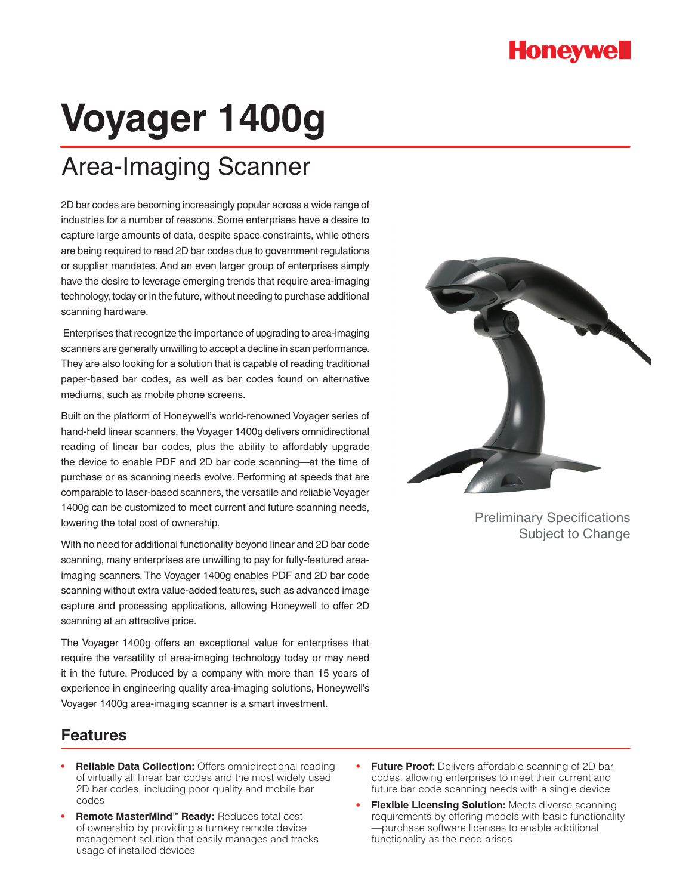Honeywell

# Voyager 1400g

## Area-Imaging Scanner

2D bar codes are becoming increasingly popular across a wide range of industries for a number of reasons. Some enterprises have a desire to capture large amounts of data, despite space constraints, while others are being required to read 2D bar codes due to government regulations or supplier mandates. And an even larger group of enterprises simply have the desire to leverage emerging trends that require area-imaging technology, today or in the future, without needing to purchase additional scanning hardware.

Enterprises that recognize the importance of upgrading to area-imaging scanners are generally unwilling to accept a decline in scan performance. They are also looking for a solution that is capable of reading traditional paper-based bar codes, as well as bar codes found on alternative mediums, such as mobile phone screens.

Built on the platform of Honeywell's world-renowned Voyager series of hand-held linear scanners, the Voyager 1400g delivers omnidirectional reading of linear bar codes, plus the ability to affordably upgrade the device to enable PDF and 2D bar code scanning—at the time of purchase or as scanning needs evolve. Performing at speeds that are comparable to laser-based scanners, the versatile and reliable Voyager 1400g can be customized to meet current and future scanning needs, lowering the total cost of ownership.

With no need for additional functionality beyond linear and 2D bar code scanning, many enterprises are unwilling to pay for fully-featured area-imaging scanners. The Voyager 1400g enables PDF and 2D bar code scanning without extra value-added features, such as advanced image capture and processing applications, allowing Honeywell to offer 2D scanning at an attractive price.

The Voyager 1400g offers an exceptional value for enterprises that require the versatility of area-imaging technology today or may need it in the future. Produced by a company with more than 15 years of experience in engineering quality area-imaging solutions, Honeywell's Voyager 1400g area-imaging scanner is a smart investment.

Preliminary Specifications Subject to Change

## Features

- **Reliable Data Collection:** Offers omnidirectional reading of virtually all linear bar codes and the most widely used 2D bar codes, including poor quality and mobile bar codes
- **Remote MasterMind™ Ready:** Reduces total cost of ownership by providing a turnkey remote device management solution that easily manages and tracks usage of installed devices
- **Future Proof:** Delivers affordable scanning of 2D bar codes, allowing enterprises to meet their current and future bar code scanning needs with a single device
- **Flexible Licensing Solution:** Meets diverse scanning requirements by offering models with basic functionality —purchase software licenses to enable additional functionality as the need arises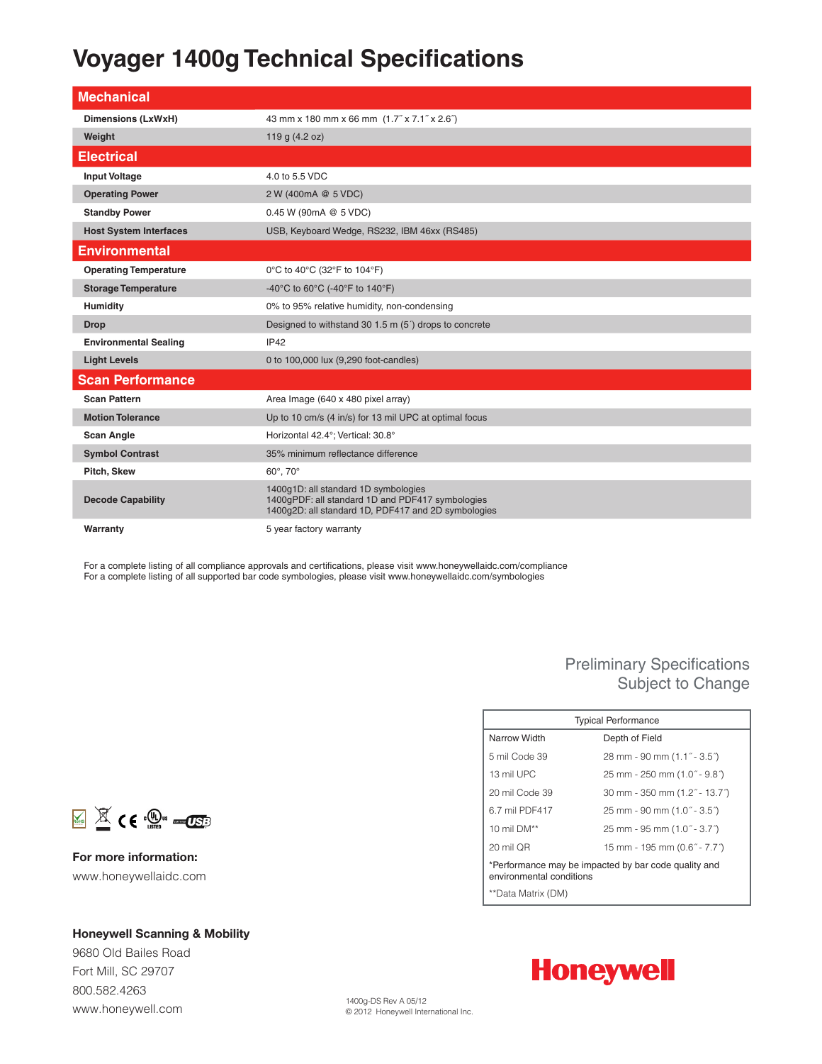# Voyager 1400g Technical Specifications

| | |
|---|---|
| **Mechanical** | |
| **Dimensions (LxWxH)** | 43 mm x 180 mm x 66 mm (1.7˝ x 7.1˝ x 2.6˝) |
| **Weight** | 119 g (4.2 oz) |
| **Electrical** | |
| **Input Voltage** | 4.0 to 5.5 VDC |
| **Operating Power** | 2 W (400mA @ 5 VDC) |
| **Standby Power** | 0.45 W (90mA @ 5 VDC) |
| **Host System Interfaces** | USB, Keyboard Wedge, RS232, IBM 46xx (RS485) |
| **Environmental** | |
| **Operating Temperature** | 0°C to 40°C (32°F to 104°F) |
| **Storage Temperature** | -40°C to 60°C (-40°F to 140°F) |
| **Humidity** | 0% to 95% relative humidity, non-condensing |
| **Drop** | Designed to withstand 30 1.5 m (5´) drops to concrete |
| **Environmental Sealing** | IP42 |
| **Light Levels** | 0 to 100,000 lux (9,290 foot-candles) |
| **Scan Performance** | |
| **Scan Pattern** | Area Image (640 x 480 pixel array) |
| **Motion Tolerance** | Up to 10 cm/s (4 in/s) for 13 mil UPC at optimal focus |
| **Scan Angle** | Horizontal 42.4°; Vertical: 30.8° |
| **Symbol Contrast** | 35% minimum reflectance difference |
| **Pitch, Skew** | 60°, 70° |
| **Decode Capability** | 1400g1D: all standard 1D symbologies<br>1400gPDF: all standard 1D and PDF417 symbologies<br>1400g2D: all standard 1D, PDF417 and 2D symbologies |
| **Warranty** | 5 year factory warranty |

For a complete listing of all compliance approvals and certifications, please visit www.honeywellaidc.com/compliance
For a complete listing of all supported bar code symbologies, please visit www.honeywellaidc.com/symbologies

Preliminary Specifications
Subject to Change

| Typical Performance | |
|---|---|
| Narrow Width | Depth of Field |
| 5 mil Code 39 | 28 mm - 90 mm (1.1˝ - 3.5˝) |
| 13 mil UPC | 25 mm - 250 mm (1.0˝ - 9.8˝) |
| 20 mil Code 39 | 30 mm - 350 mm (1.2˝ - 13.7˝) |
| 6.7 mil PDF417 | 25 mm - 90 mm (1.0˝ - 3.5˝) |
| 10 mil DM** | 25 mm - 95 mm (1.0˝ - 3.7˝) |
| 20 mil QR | 15 mm - 195 mm (0.6˝ - 7.7˝) |

*Performance may be impacted by bar code quality and environmental conditions

**Data Matrix (DM)

**For more information:**

www.honeywellaidc.com

**Honeywell Scanning & Mobility**

9680 Old Bailes Road
Fort Mill, SC 29707
800.582.4263
www.honeywell.com

1400g-DS Rev A 05/12
© 2012 Honeywell International Inc.

Honeywell